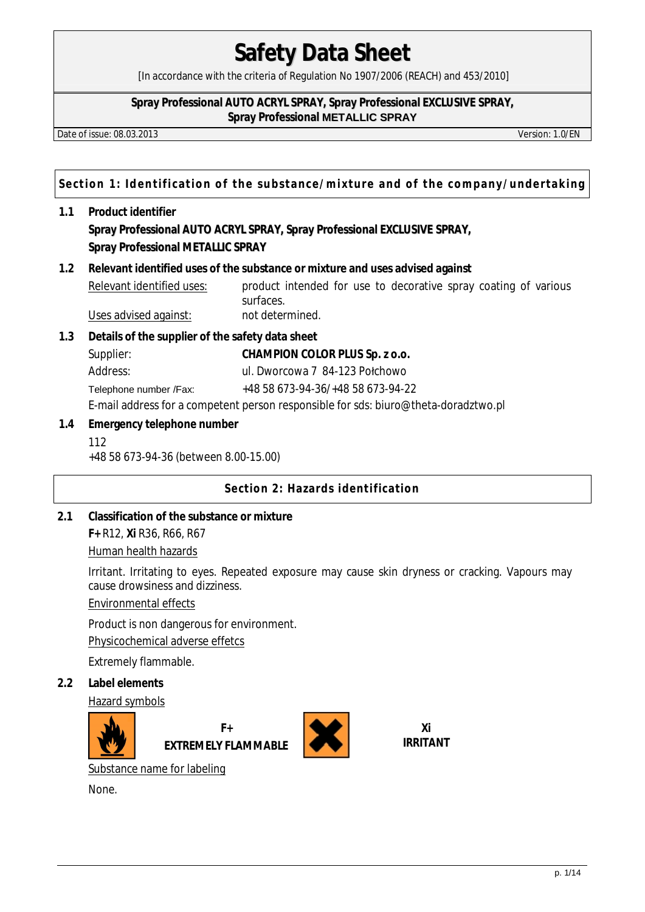# Safety Data Sheet

[In accordance with the criteria of Regulation No 1907/2006 (REACH) and 453/2010]

**Spray Professional AUTO ACRYL SPRAY, Spray Professional EXCLUSIVE SPRAY, Spray Professional METALLIC SPRAY**

Date of issue: 08.03.2013 Version: 1.0/EN

## Section 1: Identification of the substance/mixture and of the company/undertaking

**1.1 Product identifier**

**Spray Professional AUTO ACRYL SPRAY, Spray Professional EXCLUSIVE SPRAY, Spray Professional METALLIC SPRAY**

**1.2 Relevant identified uses of the substance or mixture and uses advised against**

Relevant identified uses: product intended for use to decorative spray coating of various surfaces.

Uses advised against: not determined.

**1.3 Details of the supplier of the safety data sheet**

Supplier: **CHAMPION COLOR PLUS Sp. z o.o.**

Address: ul. Dworcowa 7 84-123 Połchowo

Telephone number /Fax: +48 58 673-94-36/+48 58 673-94-22

E-mail address for a competent person responsible for sds: biuro@theta-doradztwo.pl

**1.4 Emergency telephone number**

112

+48 58 673-94-36 (between 8.00-15.00)

## Section 2: Hazards identification

**2.1 Classification of the substance or mixture**

**F+** R12, **Xi** R36, R66, R67

Human health hazards

Irritant. Irritating to eyes. Repeated exposure may cause skin dryness or cracking. Vapours may cause drowsiness and dizziness.

Environmental effects

Product is non dangerous for environment.

Physicochemical adverse effetcs

Extremely flammable.

**2.2 Label elements**

Hazard symbols

**F+**
**EXTREMELY FLAMMABLE**

**Xi**
**IRRITANT**

Substance name for labeling

None.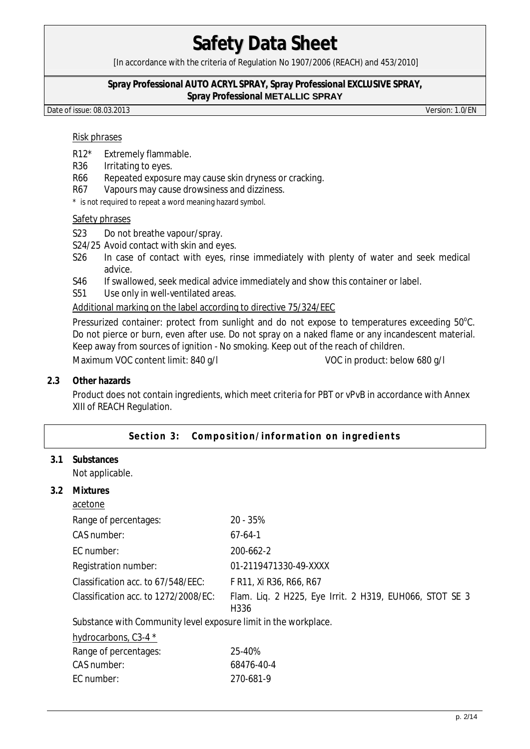Risk phrases

- R12* Extremely flammable.
- R36 Irritating to eyes.
- R66 Repeated exposure may cause skin dryness or cracking.
- R67 Vapours may cause drowsiness and dizziness.

\* is not required to repeat a word meaning hazard symbol.

Safety phrases

- S23 Do not breathe vapour/spray.
- S24/25 Avoid contact with skin and eyes.
- S26 In case of contact with eyes, rinse immediately with plenty of water and seek medical advice.
- S46 If swallowed, seek medical advice immediately and show this container or label.
- S51 Use only in well-ventilated areas.

Additional marking on the label according to directive 75/324/EEC

Pressurized container: protect from sunlight and do not expose to temperatures exceeding 50°C. Do not pierce or burn, even after use. Do not spray on a naked flame or any incandescent material. Keep away from sources of ignition - No smoking. Keep out of the reach of children.

Maximum VOC content limit: 840 g/l VOC in product: below 680 g/l

## 2.3 Other hazards

Product does not contain ingredients, which meet criteria for PBT or vPvB in accordance with Annex XIII of REACH Regulation.

# Section 3: Composition/information on ingredients

## 3.1 Substances

Not applicable.

## 3.2 Mixtures

acetone

| | |
|---|---|
| Range of percentages: | 20 - 35% |
| CAS number: | 67-64-1 |
| EC number: | 200-662-2 |
| Registration number: | 01-2119471330-49-XXXX |
| Classification acc. to 67/548/EEC: | F R11, Xi R36, R66, R67 |
| Classification acc. to 1272/2008/EC: | Flam. Liq. 2 H225, Eye Irrit. 2 H319, EUH066, STOT SE 3 H336 |

Substance with Community level exposure limit in the workplace.

hydrocarbons, C3-4 *

| | |
|---|---|
| Range of percentages: | 25-40% |
| CAS number: | 68476-40-4 |
| EC number: | 270-681-9 |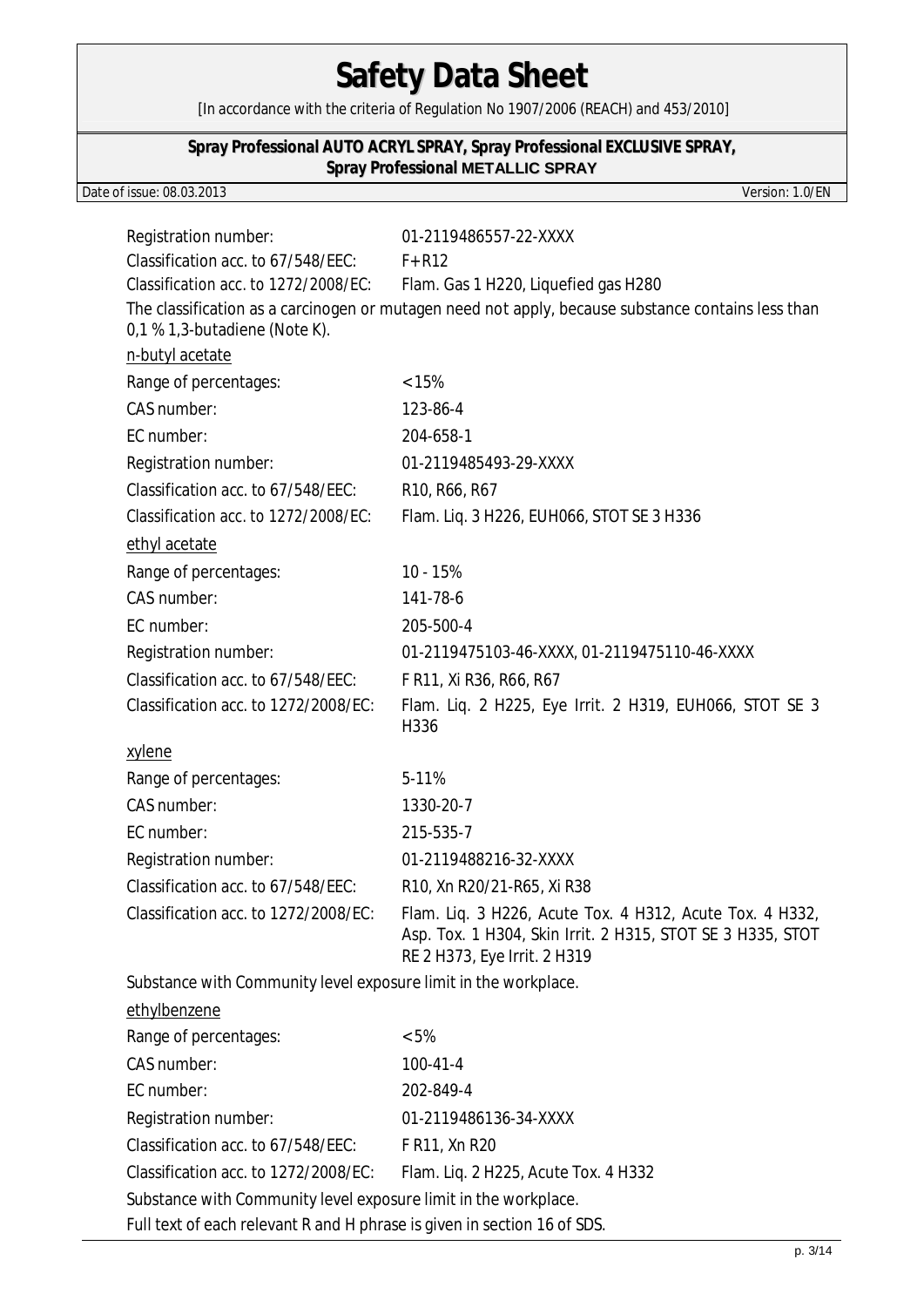| | |
|---|---|
| Registration number: | 01-2119486557-22-XXXX |
| Classification acc. to 67/548/EEC: | F+ R12 |
| Classification acc. to 1272/2008/EC: | Flam. Gas 1 H220, Liquefied gas H280 |

The classification as a carcinogen or mutagen need not apply, because substance contains less than 0,1 % 1,3-butadiene (Note K).

n-butyl acetate

| | |
|---|---|
| Range of percentages: | < 15% |
| CAS number: | 123-86-4 |
| EC number: | 204-658-1 |
| Registration number: | 01-2119485493-29-XXXX |
| Classification acc. to 67/548/EEC: | R10, R66, R67 |
| Classification acc. to 1272/2008/EC: | Flam. Liq. 3 H226, EUH066, STOT SE 3 H336 |

ethyl acetate

| | |
|---|---|
| Range of percentages: | 10 - 15% |
| CAS number: | 141-78-6 |
| EC number: | 205-500-4 |
| Registration number: | 01-2119475103-46-XXXX, 01-2119475110-46-XXXX |
| Classification acc. to 67/548/EEC: | F R11, Xi R36, R66, R67 |
| Classification acc. to 1272/2008/EC: | Flam. Liq. 2 H225, Eye Irrit. 2 H319, EUH066, STOT SE 3 H336 |

xylene

| | |
|---|---|
| Range of percentages: | 5-11% |
| CAS number: | 1330-20-7 |
| EC number: | 215-535-7 |
| Registration number: | 01-2119488216-32-XXXX |
| Classification acc. to 67/548/EEC: | R10, Xn R20/21-R65, Xi R38 |
| Classification acc. to 1272/2008/EC: | Flam. Liq. 3 H226, Acute Tox. 4 H312, Acute Tox. 4 H332, Asp. Tox. 1 H304, Skin Irrit. 2 H315, STOT SE 3 H335, STOT RE 2 H373, Eye Irrit. 2 H319 |

Substance with Community level exposure limit in the workplace.

ethylbenzene

| | |
|---|---|
| Range of percentages: | < 5% |
| CAS number: | 100-41-4 |
| EC number: | 202-849-4 |
| Registration number: | 01-2119486136-34-XXXX |
| Classification acc. to 67/548/EEC: | F R11, Xn R20 |
| Classification acc. to 1272/2008/EC: | Flam. Liq. 2 H225, Acute Tox. 4 H332 |

Substance with Community level exposure limit in the workplace.

Full text of each relevant R and H phrase is given in section 16 of SDS.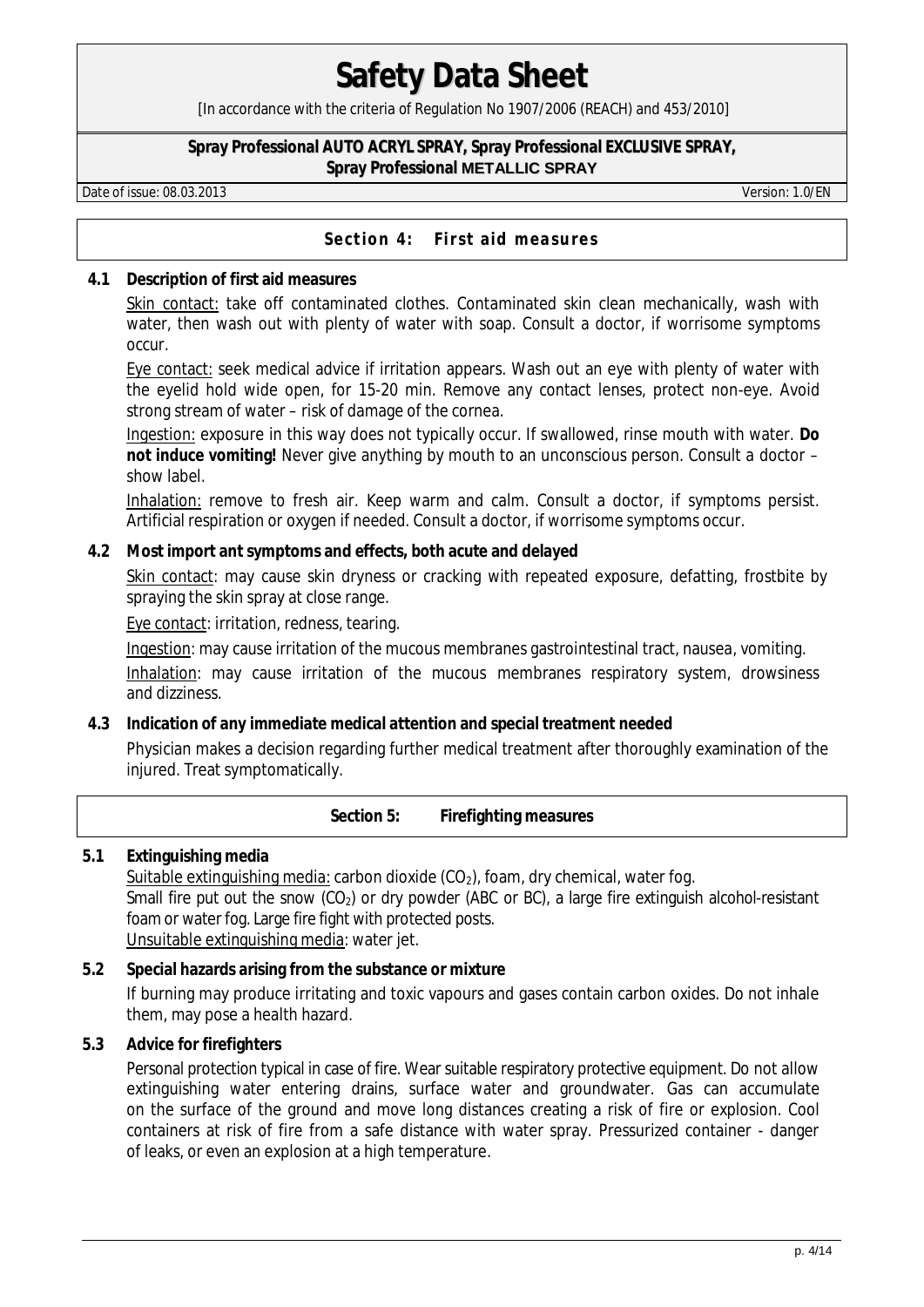## Section 4: First aid measures

### 4.1 Description of first aid measures

Skin contact: take off contaminated clothes. Contaminated skin clean mechanically, wash with water, then wash out with plenty of water with soap. Consult a doctor, if worrisome symptoms occur.

Eye contact: seek medical advice if irritation appears. Wash out an eye with plenty of water with the eyelid hold wide open, for 15-20 min. Remove any contact lenses, protect non-eye. Avoid strong stream of water – risk of damage of the cornea.

Ingestion: exposure in this way does not typically occur. If swallowed, rinse mouth with water. **Do not induce vomiting!** Never give anything by mouth to an unconscious person. Consult a doctor – show label.

Inhalation: remove to fresh air. Keep warm and calm. Consult a doctor, if symptoms persist. Artificial respiration or oxygen if needed. Consult a doctor, if worrisome symptoms occur.

### 4.2 Most import ant symptoms and effects, both acute and delayed

Skin contact: may cause skin dryness or cracking with repeated exposure, defatting, frostbite by spraying the skin spray at close range.

Eye contact: irritation, redness, tearing.

Ingestion: may cause irritation of the mucous membranes gastrointestinal tract, nausea, vomiting.

Inhalation: may cause irritation of the mucous membranes respiratory system, drowsiness and dizziness.

### 4.3 Indication of any immediate medical attention and special treatment needed

Physician makes a decision regarding further medical treatment after thoroughly examination of the injured. Treat symptomatically.

## Section 5: Firefighting measures

### 5.1 Extinguishing media

Suitable extinguishing media: carbon dioxide ($CO_2$), foam, dry chemical, water fog.
Small fire put out the snow ($CO_2$) or dry powder (ABC or BC), a large fire extinguish alcohol-resistant foam or water fog. Large fire fight with protected posts.
Unsuitable extinguishing media: water jet.

### 5.2 Special hazards arising from the substance or mixture

If burning may produce irritating and toxic vapours and gases contain carbon oxides. Do not inhale them, may pose a health hazard.

### 5.3 Advice for firefighters

Personal protection typical in case of fire. Wear suitable respiratory protective equipment. Do not allow extinguishing water entering drains, surface water and groundwater. Gas can accumulate on the surface of the ground and move long distances creating a risk of fire or explosion. Cool containers at risk of fire from a safe distance with water spray. Pressurized container - danger of leaks, or even an explosion at a high temperature.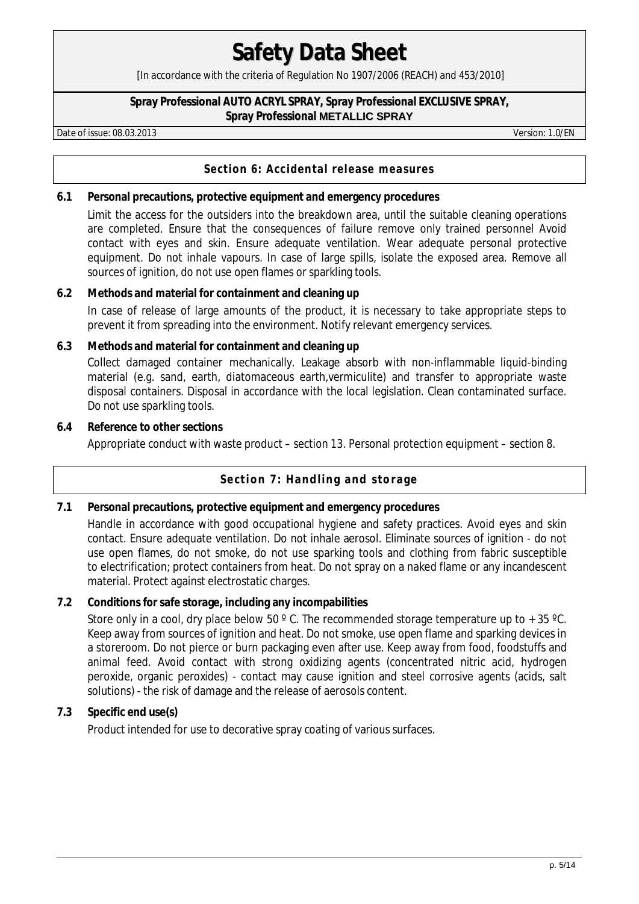## Section 6: Accidental release measures

### 6.1 Personal precautions, protective equipment and emergency procedures

Limit the access for the outsiders into the breakdown area, until the suitable cleaning operations are completed. Ensure that the consequences of failure remove only trained personnel Avoid contact with eyes and skin. Ensure adequate ventilation. Wear adequate personal protective equipment. Do not inhale vapours. In case of large spills, isolate the exposed area. Remove all sources of ignition, do not use open flames or sparkling tools.

### 6.2 Methods and material for containment and cleaning up

In case of release of large amounts of the product, it is necessary to take appropriate steps to prevent it from spreading into the environment. Notify relevant emergency services.

### 6.3 Methods and material for containment and cleaning up

Collect damaged container mechanically. Leakage absorb with non-inflammable liquid-binding material (e.g. sand, earth, diatomaceous earth,vermiculite) and transfer to appropriate waste disposal containers. Disposal in accordance with the local legislation. Clean contaminated surface. Do not use sparkling tools.

### 6.4 Reference to other sections

Appropriate conduct with waste product – section 13. Personal protection equipment – section 8.

## Section 7: Handling and storage

### 7.1 Personal precautions, protective equipment and emergency procedures

Handle in accordance with good occupational hygiene and safety practices. Avoid eyes and skin contact. Ensure adequate ventilation. Do not inhale aerosol. Eliminate sources of ignition - do not use open flames, do not smoke, do not use sparking tools and clothing from fabric susceptible to electrification; protect containers from heat. Do not spray on a naked flame or any incandescent material. Protect against electrostatic charges.

### 7.2 Conditions for safe storage, including any incompabilities

Store only in a cool, dry place below 50 º C. The recommended storage temperature up to + 35 ºC. Keep away from sources of ignition and heat. Do not smoke, use open flame and sparking devices in a storeroom. Do not pierce or burn packaging even after use. Keep away from food, foodstuffs and animal feed. Avoid contact with strong oxidizing agents (concentrated nitric acid, hydrogen peroxide, organic peroxides) - contact may cause ignition and steel corrosive agents (acids, salt solutions) - the risk of damage and the release of aerosols content.

### 7.3 Specific end use(s)

Product intended for use to decorative spray coating of various surfaces.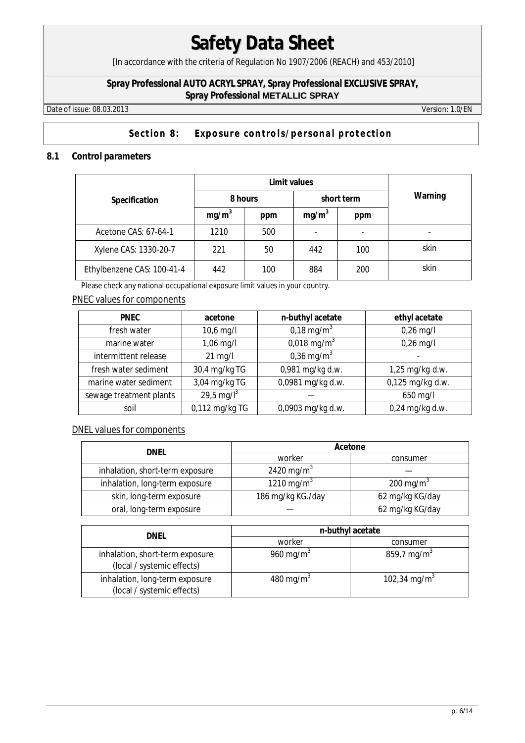## Section 8: Exposure controls/personal protection

### 8.1 Control parameters

| Specification | Limit values | | | | Warning |
|---|---|---|---|---|---|
| | 8 hours | | short term | | |
| | $mg/m^3$ | ppm | $mg/m^3$ | ppm | |
| Acetone CAS: 67-64-1 | 1210 | 500 | - | - | - |
| Xylene CAS: 1330-20-7 | 221 | 50 | 442 | 100 | skin |
| Ethylbenzene CAS: 100-41-4 | 442 | 100 | 884 | 200 | skin |

Please check any national occupational exposure limit values in your country.

PNEC values for components

| PNEC | acetone | n-buthyl acetate | ethyl acetate |
|---|---|---|---|
| fresh water | 10,6 mg/l | 0,18 $mg/m^3$ | 0,26 mg/l |
| marine water | 1,06 mg/l | 0,018 $mg/m^3$ | 0,26 mg/l |
| intermittent release | 21 mg/l | 0,36 $mg/m^3$ | - |
| fresh water sediment | 30,4 mg/kg TG | 0,981 mg/kg d.w. | 1,25 mg/kg d.w. |
| marine water sediment | 3,04 mg/kg TG | 0,0981 mg/kg d.w. | 0,125 mg/kg d.w. |
| sewage treatment plants | 29,5 $mg/l^3$ | — | 650 mg/l |
| soil | 0,112 mg/kg TG | 0,0903 mg/kg d.w. | 0,24 mg/kg d.w. |

DNEL values for components

| DNEL | Acetone | |
|---|---|---|
| | worker | consumer |
| inhalation, short-term exposure | 2420 $mg/m^3$ | — |
| inhalation, long-term exposure | 1210 $mg/m^3$ | 200 $mg/m^3$ |
| skin, long-term exposure | 186 mg/kg KG./day | 62 mg/kg KG/day |
| oral, long-term exposure | — | 62 mg/kg KG/day |

| DNEL | n-buthyl acetate | |
|---|---|---|
| | worker | consumer |
| inhalation, short-term exposure (local / systemic effects) | 960 $mg/m^3$ | 859,7 $mg/m^3$ |
| inhalation, long-term exposure (local / systemic effects) | 480 $mg/m^3$ | 102,34 $mg/m^3$ |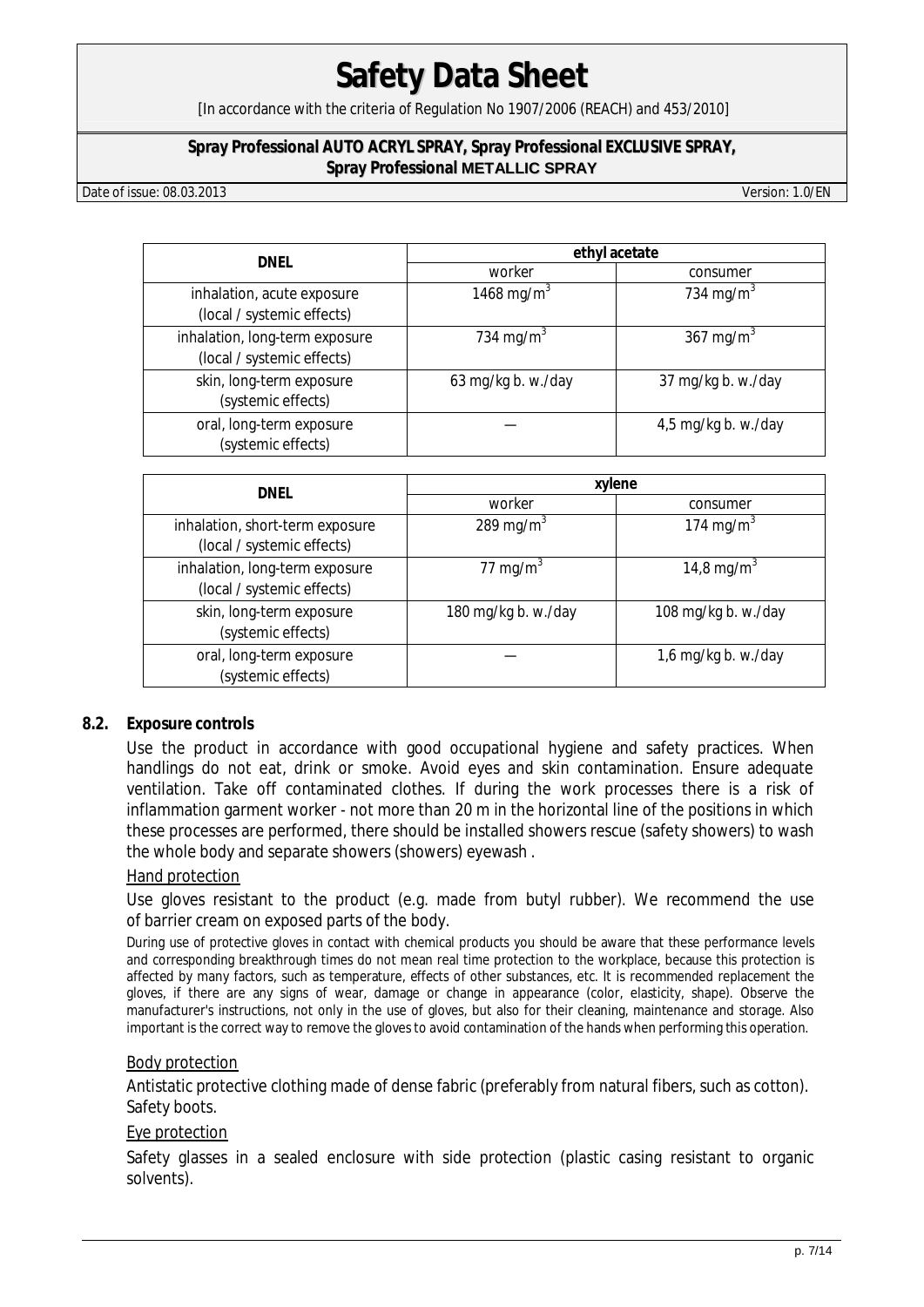| DNEL | ethyl acetate | |
|---|---|---|
| | worker | consumer |
| inhalation, acute exposure (local / systemic effects) | 1468 mg/m$^3$ | 734 mg/m$^3$ |
| inhalation, long-term exposure (local / systemic effects) | 734 mg/m$^3$ | 367 mg/m$^3$ |
| skin, long-term exposure (systemic effects) | 63 mg/kg b. w./day | 37 mg/kg b. w./day |
| oral, long-term exposure (systemic effects) | — | 4,5 mg/kg b. w./day |

| DNEL | xylene | |
|---|---|---|
| | worker | consumer |
| inhalation, short-term exposure (local / systemic effects) | 289 mg/m$^3$ | 174 mg/m$^3$ |
| inhalation, long-term exposure (local / systemic effects) | 77 mg/m$^3$ | 14,8 mg/m$^3$ |
| skin, long-term exposure (systemic effects) | 180 mg/kg b. w./day | 108 mg/kg b. w./day |
| oral, long-term exposure (systemic effects) | — | 1,6 mg/kg b. w./day |

## 8.2. Exposure controls

Use the product in accordance with good occupational hygiene and safety practices. When handlings do not eat, drink or smoke. Avoid eyes and skin contamination. Ensure adequate ventilation. Take off contaminated clothes. If during the work processes there is a risk of inflammation garment worker - not more than 20 m in the horizontal line of the positions in which these processes are performed, there should be installed showers rescue (safety showers) to wash the whole body and separate showers (showers) eyewash .

Hand protection

Use gloves resistant to the product (e.g. made from butyl rubber). We recommend the use of barrier cream on exposed parts of the body.

During use of protective gloves in contact with chemical products you should be aware that these performance levels and corresponding breakthrough times do not mean real time protection to the workplace, because this protection is affected by many factors, such as temperature, effects of other substances, etc. It is recommended replacement the gloves, if there are any signs of wear, damage or change in appearance (color, elasticity, shape). Observe the manufacturer's instructions, not only in the use of gloves, but also for their cleaning, maintenance and storage. Also important is the correct way to remove the gloves to avoid contamination of the hands when performing this operation.

Body protection

Antistatic protective clothing made of dense fabric (preferably from natural fibers, such as cotton). Safety boots.

Eye protection

Safety glasses in a sealed enclosure with side protection (plastic casing resistant to organic solvents).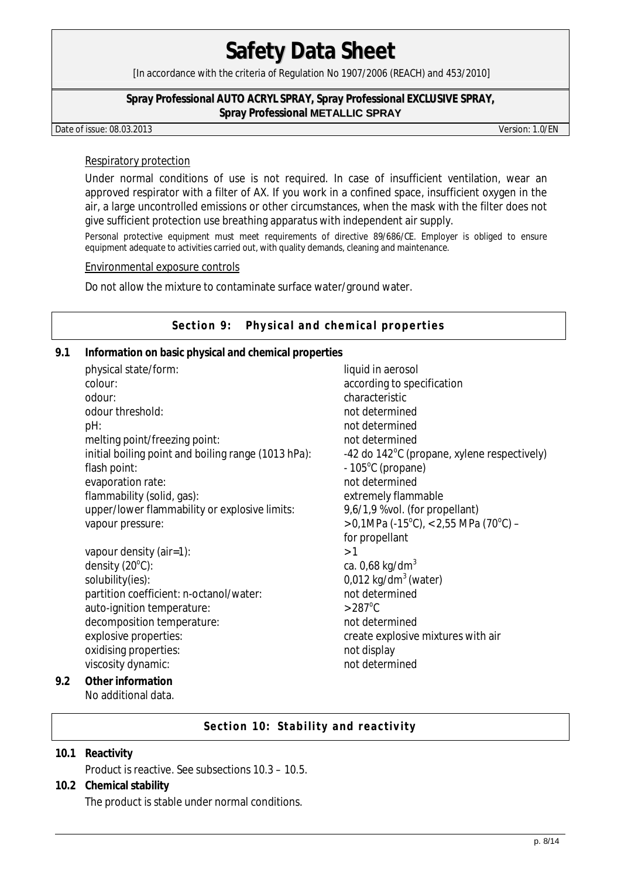Respiratory protection

Under normal conditions of use is not required. In case of insufficient ventilation, wear an approved respirator with a filter of AX. If you work in a confined space, insufficient oxygen in the air, a large uncontrolled emissions or other circumstances, when the mask with the filter does not give sufficient protection use breathing apparatus with independent air supply.

Personal protective equipment must meet requirements of directive 89/686/CE. Employer is obliged to ensure equipment adequate to activities carried out, with quality demands, cleaning and maintenance.

Environmental exposure controls

Do not allow the mixture to contaminate surface water/ground water.

## Section 9: Physical and chemical properties

**9.1 Information on basic physical and chemical properties**

| | |
|---|---|
| physical state/form: | liquid in aerosol |
| colour: | according to specification |
| odour: | characteristic |
| odour threshold: | not determined |
| pH: | not determined |
| melting point/freezing point: | not determined |
| initial boiling point and boiling range (1013 hPa): | -42 do 142°C (propane, xylene respectively) |
| flash point: | - 105°C (propane) |
| evaporation rate: | not determined |
| flammability (solid, gas): | extremely flammable |
| upper/lower flammability or explosive limits: | 9,6/1,9 %vol. (for propellant) |
| vapour pressure: | >0,1MPa (-15°C), <2,55 MPa (70°C) – for propellant |
| vapour density (air=1): | >1 |
| density (20°C): | ca. 0,68 kg/dm$^3$ |
| solubility(ies): | 0,012 kg/dm$^3$ (water) |
| partition coefficient: n-octanol/water: | not determined |
| auto-ignition temperature: | >287°C |
| decomposition temperature: | not determined |
| explosive properties: | create explosive mixtures with air |
| oxidising properties: | not display |
| viscosity dynamic: | not determined |

**9.2 Other information**

No additional data.

## Section 10: Stability and reactivity

**10.1 Reactivity**

Product is reactive. See subsections 10.3 – 10.5.

**10.2 Chemical stability**

The product is stable under normal conditions.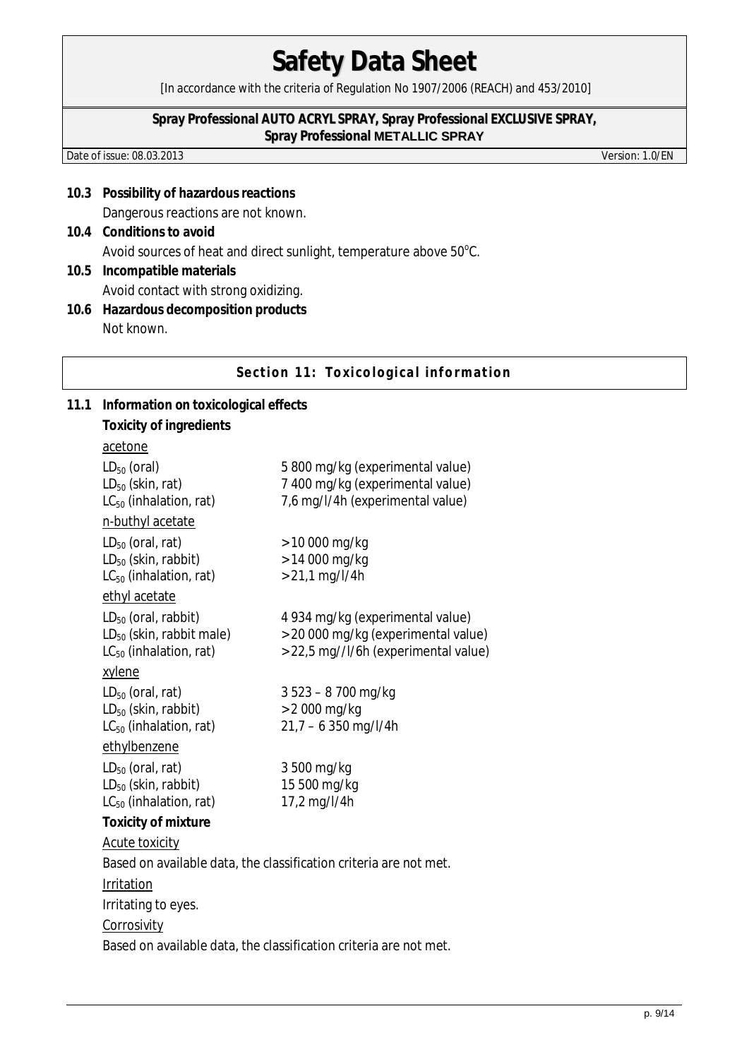**10.3 Possibility of hazardous reactions**

Dangerous reactions are not known.

**10.4 Conditions to avoid**

Avoid sources of heat and direct sunlight, temperature above 50°C.

**10.5 Incompatible materials**

Avoid contact with strong oxidizing.

**10.6 Hazardous decomposition products**

Not known.

## Section 11: Toxicological information

**11.1 Information on toxicological effects**

**Toxicity of ingredients**

acetone

| | |
|---|---|
| $LD_{50}$ (oral) | 5 800 mg/kg (experimental value) |
| $LD_{50}$ (skin, rat) | 7 400 mg/kg (experimental value) |
| $LC_{50}$ (inhalation, rat) | 7,6 mg/l/4h (experimental value) |

n-buthyl acetate

| | |
|---|---|
| $LD_{50}$ (oral, rat) | > 10 000 mg/kg |
| $LD_{50}$ (skin, rabbit) | > 14 000 mg/kg |
| $LC_{50}$ (inhalation, rat) | > 21,1 mg/l/4h |

ethyl acetate

| | |
|---|---|
| $LD_{50}$ (oral, rabbit) | 4 934 mg/kg (experimental value) |
| $LD_{50}$ (skin, rabbit male) | > 20 000 mg/kg (experimental value) |
| $LC_{50}$ (inhalation, rat) | > 22,5 mg//l/6h (experimental value) |

xylene

| | |
|---|---|
| $LD_{50}$ (oral, rat) | 3 523 – 8 700 mg/kg |
| $LD_{50}$ (skin, rabbit) | > 2 000 mg/kg |
| $LC_{50}$ (inhalation, rat) | 21,7 – 6 350 mg/l/4h |

ethylbenzene

| | |
|---|---|
| $LD_{50}$ (oral, rat) | 3 500 mg/kg |
| $LD_{50}$ (skin, rabbit) | 15 500 mg/kg |
| $LC_{50}$ (inhalation, rat) | 17,2 mg/l/4h |

**Toxicity of mixture**

Acute toxicity

Based on available data, the classification criteria are not met.

Irritation

Irritating to eyes.

Corrosivity

Based on available data, the classification criteria are not met.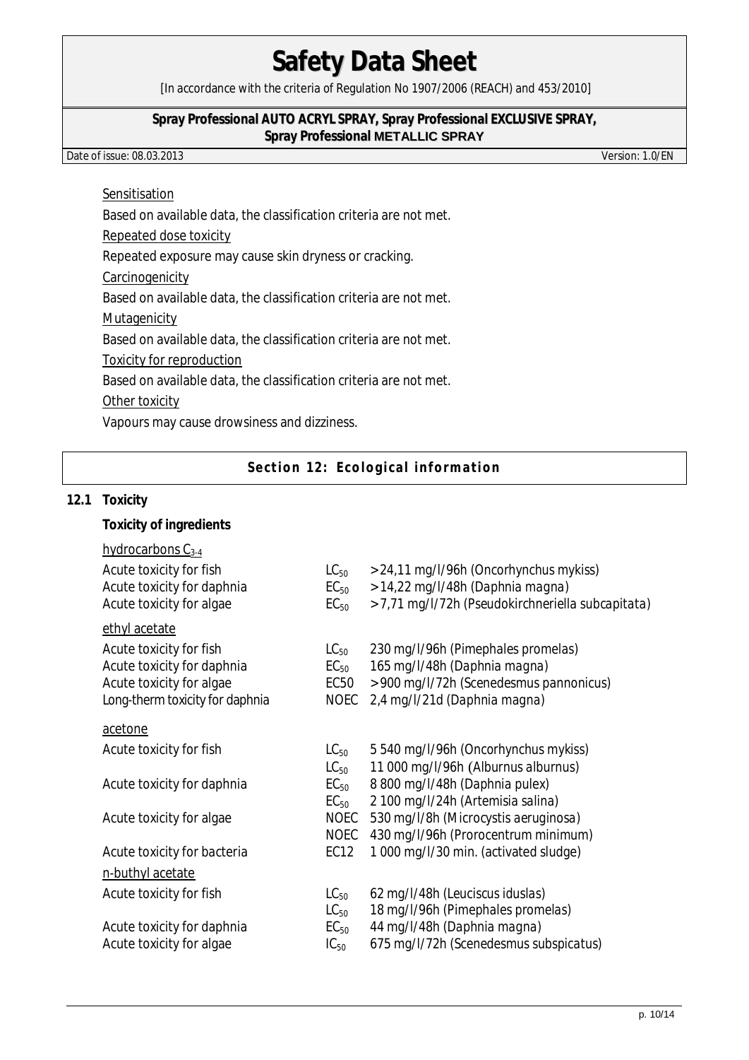Sensitisation

Based on available data, the classification criteria are not met.

Repeated dose toxicity

Repeated exposure may cause skin dryness or cracking.

Carcinogenicity

Based on available data, the classification criteria are not met.

Mutagenicity

Based on available data, the classification criteria are not met.

Toxicity for reproduction

Based on available data, the classification criteria are not met.

Other toxicity

Vapours may cause drowsiness and dizziness.

## Section 12: Ecological information

### 12.1 Toxicity

**Toxicity of ingredients**

hydrocarbons $C_{3-4}$

| | | |
|---|---|---|
| Acute toxicity for fish | $LC_{50}$ | >24,11 mg/l/96h (*Oncorhynchus mykiss*) |
| Acute toxicity for daphnia | $EC_{50}$ | >14,22 mg/l/48h (*Daphnia magna*) |
| Acute toxicity for algae | $EC_{50}$ | >7,71 mg/l/72h (*Pseudokirchneriella subcapitata*) |

ethyl acetate

| | | |
|---|---|---|
| Acute toxicity for fish | $LC_{50}$ | 230 mg/l/96h (*Pimephales promelas*) |
| Acute toxicity for daphnia | $EC_{50}$ | 165 mg/l/48h (*Daphnia magna*) |
| Acute toxicity for algae | EC50 | >900 mg/l/72h (*Scenedesmus pannonicus*) |
| Long-therm toxicity for daphnia | NOEC | 2,4 mg/l/21d (*Daphnia magna*) |

acetone

| | | |
|---|---|---|
| Acute toxicity for fish | $LC_{50}$ | 5 540 mg/l/96h (*Oncorhynchus mykiss*) |
| | $LC_{50}$ | 11 000 mg/l/96h (*Alburnus alburnus*) |
| Acute toxicity for daphnia | $EC_{50}$ | 8 800 mg/l/48h (*Daphnia pulex*) |
| | $EC_{50}$ | 2 100 mg/l/24h (*Artemisia salina*) |
| Acute toxicity for algae | NOEC | 530 mg/l/8h (*Microcystis aeruginosa*) |
| | NOEC | 430 mg/l/96h (*Prorocentrum minimum*) |
| Acute toxicity for bacteria | EC12 | 1 000 mg/l/30 min. (activated sludge) |

n-buthyl acetate

| | | |
|---|---|---|
| Acute toxicity for fish | $LC_{50}$ | 62 mg/l/48h (*Leuciscus iduslas*) |
| | $LC_{50}$ | 18 mg/l/96h (*Pimephales promelas*) |
| Acute toxicity for daphnia | $EC_{50}$ | 44 mg/l/48h (*Daphnia magna*) |
| Acute toxicity for algae | $IC_{50}$ | 675 mg/l/72h (*Scenedesmus subspicatus*) |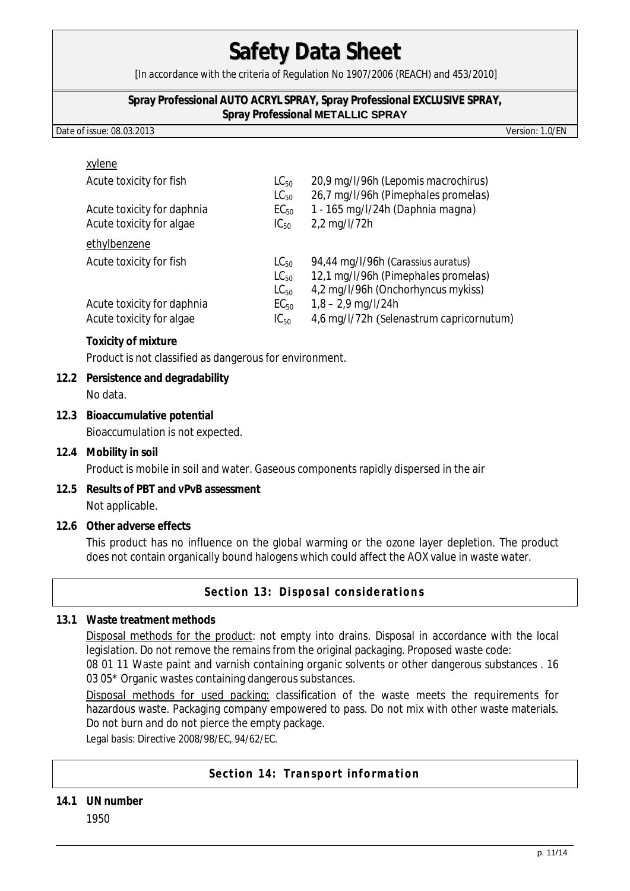xylene

| | | |
|---|---|---|
| Acute toxicity for fish | $LC_{50}$ | 20,9 mg/l/96h (*Lepomis macrochirus*) |
| | $LC_{50}$ | 26,7 mg/l/96h (*Pimephales promelas*) |
| Acute toxicity for daphnia | $EC_{50}$ | 1 - 165 mg/l/24h (*Daphnia magna*) |
| Acute toxicity for algae | $IC_{50}$ | 2,2 mg/l/72h |

ethylbenzene

| | | |
|---|---|---|
| Acute toxicity for fish | $LC_{50}$ | 94,44 mg/l/96h (*Carassius auratus*) |
| | $LC_{50}$ | 12,1 mg/l/96h (*Pimephales promelas*) |
| | $LC_{50}$ | 4,2 mg/l/96h (*Onchorhyncus mykiss*) |
| Acute toxicity for daphnia | $EC_{50}$ | 1,8 – 2,9 mg/l/24h |
| Acute toxicity for algae | $IC_{50}$ | 4,6 mg/l/72h (*Selenastrum capricornutum*) |

**Toxicity of mixture**

Product is not classified as dangerous for environment.

**12.2 Persistence and degradability**

No data.

**12.3 Bioaccumulative potential**

Bioaccumulation is not expected.

**12.4 Mobility in soil**

Product is mobile in soil and water. Gaseous components rapidly dispersed in the air

**12.5 Results of PBT and vPvB assessment**

Not applicable.

**12.6 Other adverse effects**

This product has no influence on the global warming or the ozone layer depletion. The product does not contain organically bound halogens which could affect the AOX value in waste water.

## Section 13: Disposal considerations

**13.1 Waste treatment methods**

Disposal methods for the product: not empty into drains. Disposal in accordance with the local legislation. Do not remove the remains from the original packaging. Proposed waste code: 08 01 11 Waste paint and varnish containing organic solvents or other dangerous substances . 16 03 05* Organic wastes containing dangerous substances.

Disposal methods for used packing: classification of the waste meets the requirements for hazardous waste. Packaging company empowered to pass. Do not mix with other waste materials. Do not burn and do not pierce the empty package.

Legal basis: Directive 2008/98/EC, 94/62/EC.

## Section 14: Transport information

**14.1 UN number**

1950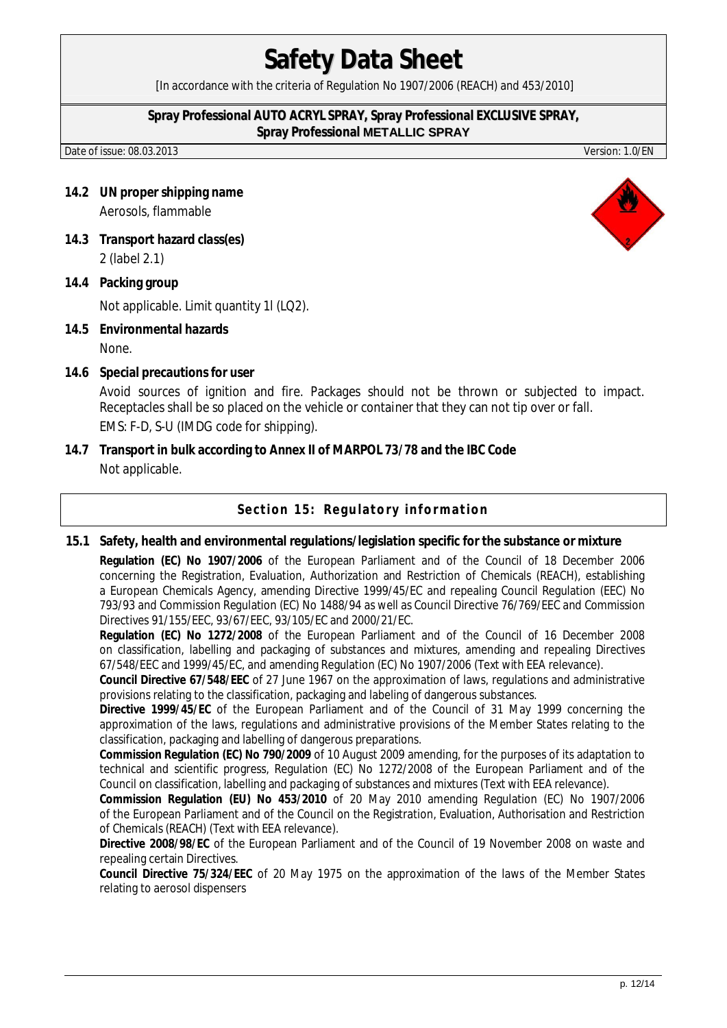**14.2 UN proper shipping name**

Aerosols, flammable

**14.3 Transport hazard class(es)**

2 (label 2.1)

**14.4 Packing group**

Not applicable. Limit quantity 1l (LQ2).

**14.5 Environmental hazards**

None.

**14.6 Special precautions for user**

Avoid sources of ignition and fire. Packages should not be thrown or subjected to impact. Receptacles shall be so placed on the vehicle or container that they can not tip over or fall.

EMS: F-D, S-U (IMDG code for shipping).

**14.7 Transport in bulk according to Annex II of MARPOL 73/78 and the IBC Code**

Not applicable.

## Section 15: Regulatory information

**15.1 Safety, health and environmental regulations/legislation specific for the substance or mixture**

**Regulation (EC) No 1907/2006** of the European Parliament and of the Council of 18 December 2006 concerning the Registration, Evaluation, Authorization and Restriction of Chemicals (REACH), establishing a European Chemicals Agency, amending Directive 1999/45/EC and repealing Council Regulation (EEC) No 793/93 and Commission Regulation (EC) No 1488/94 as well as Council Directive 76/769/EEC and Commission Directives 91/155/EEC, 93/67/EEC, 93/105/EC and 2000/21/EC.

**Regulation (EC) No 1272/2008** of the European Parliament and of the Council of 16 December 2008 on classification, labelling and packaging of substances and mixtures, amending and repealing Directives 67/548/EEC and 1999/45/EC, and amending Regulation (EC) No 1907/2006 (Text with EEA relevance).

**Council Directive 67/548/EEC** of 27 June 1967 on the approximation of laws, regulations and administrative provisions relating to the classification, packaging and labeling of dangerous substances.

**Directive 1999/45/EC** of the European Parliament and of the Council of 31 May 1999 concerning the approximation of the laws, regulations and administrative provisions of the Member States relating to the classification, packaging and labelling of dangerous preparations.

**Commission Regulation (EC) No 790/2009** of 10 August 2009 amending, for the purposes of its adaptation to technical and scientific progress, Regulation (EC) No 1272/2008 of the European Parliament and of the Council on classification, labelling and packaging of substances and mixtures (Text with EEA relevance).

**Commission Regulation (EU) No 453/2010** of 20 May 2010 amending Regulation (EC) No 1907/2006 of the European Parliament and of the Council on the Registration, Evaluation, Authorisation and Restriction of Chemicals (REACH) (Text with EEA relevance).

**Directive 2008/98/EC** of the European Parliament and of the Council of 19 November 2008 on waste and repealing certain Directives.

**Council Directive 75/324/EEC** of 20 May 1975 on the approximation of the laws of the Member States relating to aerosol dispensers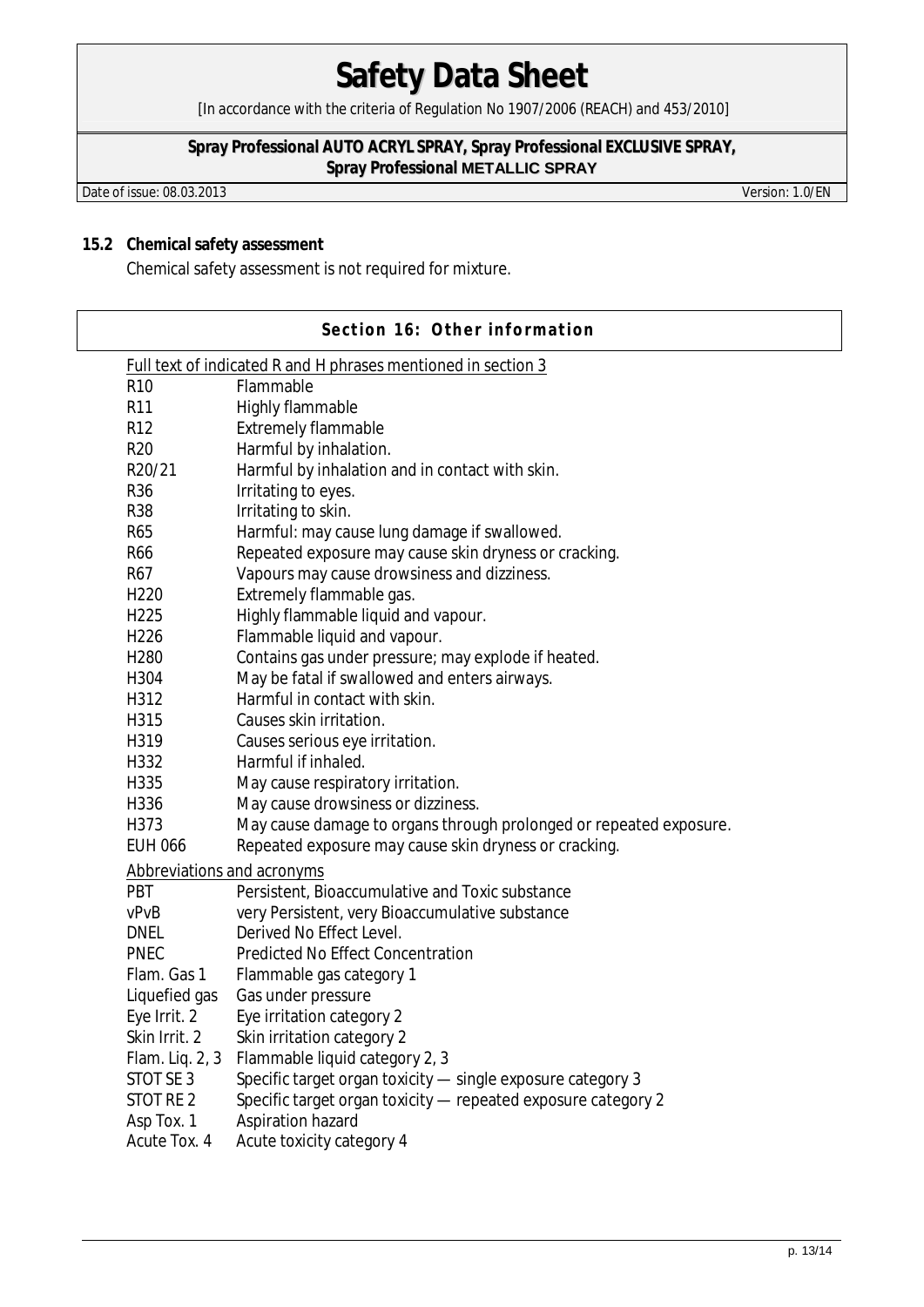### 15.2 Chemical safety assessment

Chemical safety assessment is not required for mixture.

## Section 16: Other information

Full text of indicated R and H phrases mentioned in section 3

| | |
|---|---|
| R10 | Flammable |
| R11 | Highly flammable |
| R12 | Extremely flammable |
| R20 | Harmful by inhalation. |
| R20/21 | Harmful by inhalation and in contact with skin. |
| R36 | Irritating to eyes. |
| R38 | Irritating to skin. |
| R65 | Harmful: may cause lung damage if swallowed. |
| R66 | Repeated exposure may cause skin dryness or cracking. |
| R67 | Vapours may cause drowsiness and dizziness. |
| H220 | Extremely flammable gas. |
| H225 | Highly flammable liquid and vapour. |
| H226 | Flammable liquid and vapour. |
| H280 | Contains gas under pressure; may explode if heated. |
| H304 | May be fatal if swallowed and enters airways. |
| H312 | Harmful in contact with skin. |
| H315 | Causes skin irritation. |
| H319 | Causes serious eye irritation. |
| H332 | Harmful if inhaled. |
| H335 | May cause respiratory irritation. |
| H336 | May cause drowsiness or dizziness. |
| H373 | May cause damage to organs through prolonged or repeated exposure. |
| EUH 066 | Repeated exposure may cause skin dryness or cracking. |

Abbreviations and acronyms

| | |
|---|---|
| PBT | Persistent, Bioaccumulative and Toxic substance |
| vPvB | very Persistent, very Bioaccumulative substance |
| DNEL | Derived No Effect Level. |
| PNEC | Predicted No Effect Concentration |
| Flam. Gas 1 | Flammable gas category 1 |
| Liquefied gas | Gas under pressure |
| Eye Irrit. 2 | Eye irritation category 2 |
| Skin Irrit. 2 | Skin irritation category 2 |
| Flam. Liq. 2, 3 | Flammable liquid category 2, 3 |
| STOT SE 3 | Specific target organ toxicity — single exposure category 3 |
| STOT RE 2 | Specific target organ toxicity — repeated exposure category 2 |
| Asp Tox. 1 | Aspiration hazard |
| Acute Tox. 4 | Acute toxicity category 4 |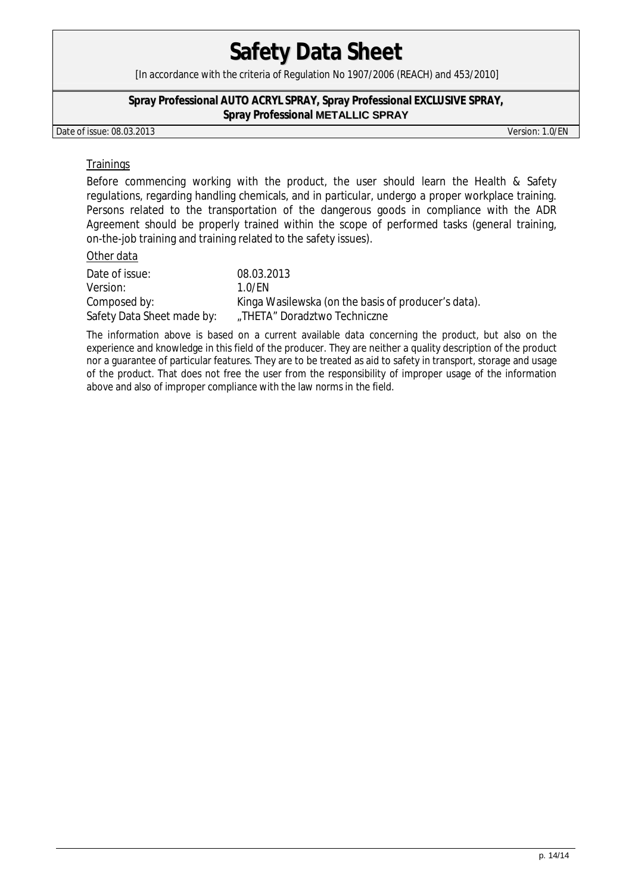Trainings

Before commencing working with the product, the user should learn the Health & Safety regulations, regarding handling chemicals, and in particular, undergo a proper workplace training. Persons related to the transportation of the dangerous goods in compliance with the ADR Agreement should be properly trained within the scope of performed tasks (general training, on-the-job training and training related to the safety issues).

Other data

| | |
|---|---|
| Date of issue: | 08.03.2013 |
| Version: | 1.0/EN |
| Composed by: | Kinga Wasilewska (on the basis of producer's data). |
| Safety Data Sheet made by: | „THETA" Doradztwo Techniczne |

The information above is based on a current available data concerning the product, but also on the experience and knowledge in this field of the producer. They are neither a quality description of the product nor a guarantee of particular features. They are to be treated as aid to safety in transport, storage and usage of the product. That does not free the user from the responsibility of improper usage of the information above and also of improper compliance with the law norms in the field.